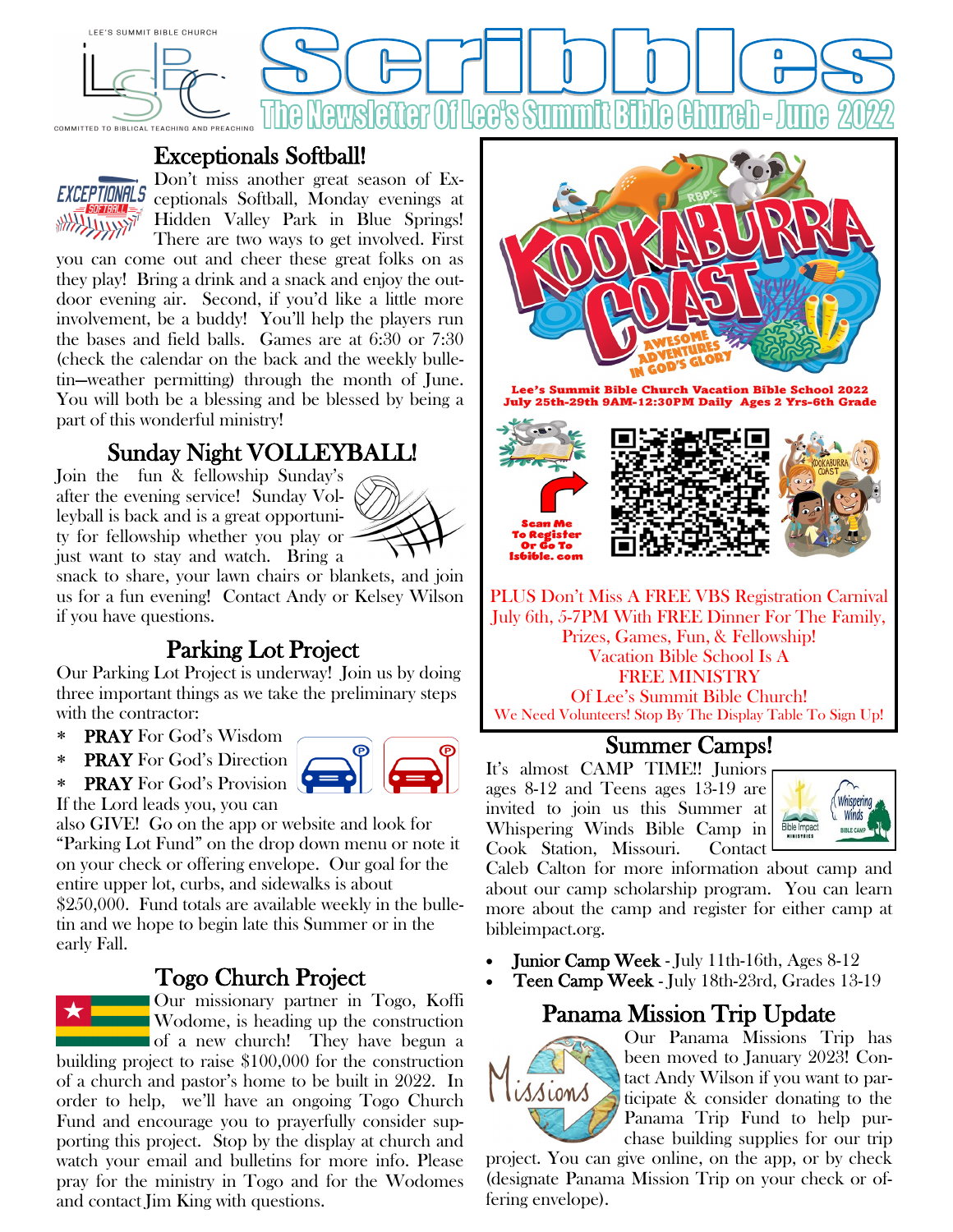# Scribbles

## The Newsletter Of Lee's Summit Bible Church - June 2022

## Exceptionals Softball!

Don't miss another great season of Exceptionals Softball, Monday evenings at Hidden Valley Park in Blue Springs! There are two ways to get involved. First you can come out and cheer these great folks on as they play! Bring a drink and a snack and enjoy the outdoor evening air. Second, if you'd like a little more involvement, be a buddy! You'll help the players run the bases and field balls. Games are at 6:30 or 7:30 (check the calendar on the back and the weekly bulletin—weather permitting) through the month of June. You will both be a blessing and be blessed by being a part of this wonderful ministry!

## Sunday Night VOLLEYBALL!

Join the fun & fellowship Sunday's after the evening service! Sunday Volleyball is back and is a great opportunity for fellowship whether you play or just want to stay and watch. Bring a snack to share, your lawn chairs or blankets, and join us for a fun evening! Contact Andy or Kelsey Wilson if you have questions.

## Parking Lot Project

Our Parking Lot Project is underway! Join us by doing three important things as we take the preliminary steps with the contractor:

* **PRAY** For God's Wisdom
* **PRAY** For God's Direction
* **PRAY** For God's Provision

If the Lord leads you, you can also GIVE! Go on the app or website and look for "Parking Lot Fund" on the drop down menu or note it on your check or offering envelope. Our goal for the entire upper lot, curbs, and sidewalks is about $250,000. Fund totals are available weekly in the bulletin and we hope to begin late this Summer or in the early Fall.

## Togo Church Project

Our missionary partner in Togo, Koffi Wodome, is heading up the construction of a new church! They have begun a building project to raise $100,000 for the construction of a church and pastor's home to be built in 2022. In order to help, we'll have an ongoing Togo Church Fund and encourage you to prayerfully consider supporting this project. Stop by the display at church and watch your email and bulletins for more info. Please pray for the ministry in Togo and for the Wodomes and contact Jim King with questions.

## Kookaburra Coast

**Lee's Summit Bible Church Vacation Bible School 2022**
**July 25th-29th 9AM-12:30PM Daily Ages 2 Yrs-6th Grade**

Scan Me To Register Or Go To lsbible.com

PLUS Don't Miss A FREE VBS Registration Carnival July 6th, 5-7PM With FREE Dinner For The Family, Prizes, Games, Fun, & Fellowship!
Vacation Bible School Is A FREE MINISTRY Of Lee's Summit Bible Church!
We Need Volunteers! Stop By The Display Table To Sign Up!

## Summer Camps!

It's almost CAMP TIME!! Juniors ages 8-12 and Teens ages 13-19 are invited to join us this Summer at Whispering Winds Bible Camp in Cook Station, Missouri. Contact Caleb Calton for more information about camp and about our camp scholarship program. You can learn more about the camp and register for either camp at bibleimpact.org.

- **Junior Camp Week** - July 11th-16th, Ages 8-12
- **Teen Camp Week** - July 18th-23rd, Grades 13-19

## Panama Mission Trip Update

Our Panama Missions Trip has been moved to January 2023! Contact Andy Wilson if you want to participate & consider donating to the Panama Trip Fund to help purchase building supplies for our trip project. You can give online, on the app, or by check (designate Panama Mission Trip on your check or offering envelope).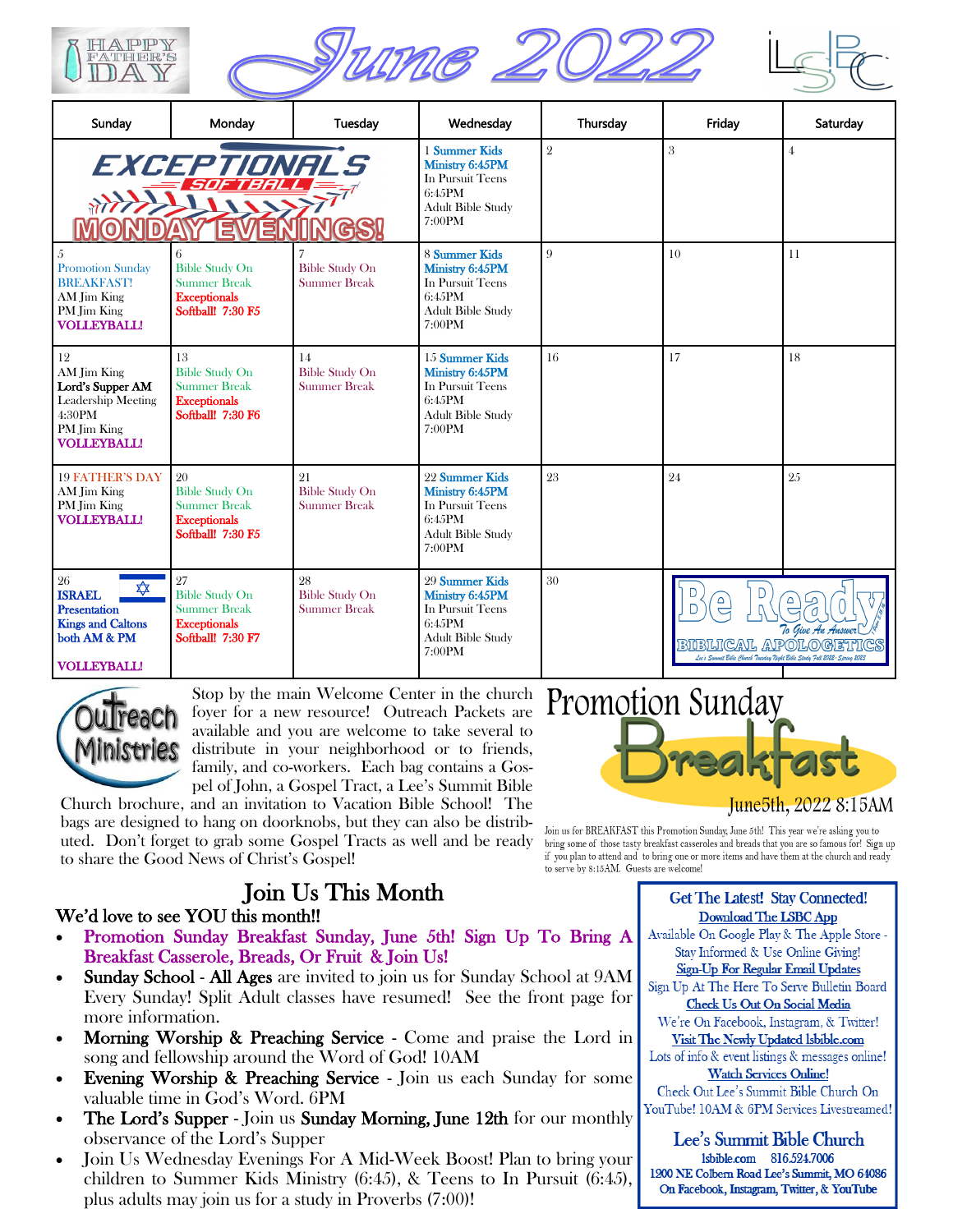# June 2022

HAPPY FATHER'S DAY

| Sunday | Monday | Tuesday | Wednesday | Thursday | Friday | Saturday |
|---|---|---|---|---|---|---|
| EXCEPTIONALS SOFTBALL MONDAY EVENINGS! | | | 1 Summer Kids Ministry 6:45PM In Pursuit Teens 6:45PM Adult Bible Study 7:00PM | 2 | 3 | 4 |
| 5 Promotion Sunday BREAKFAST! AM Jim King PM Jim King **VOLLEYBALL!** | 6 Bible Study On Summer Break **Exceptionals Softball! 7:30 F5** | 7 Bible Study On Summer Break | 8 Summer Kids Ministry 6:45PM In Pursuit Teens 6:45PM Adult Bible Study 7:00PM | 9 | 10 | 11 |
| 12 AM Jim King **Lord's Supper AM** Leadership Meeting 4:30PM PM Jim King **VOLLEYBALL!** | 13 Bible Study On Summer Break **Exceptionals Softball! 7:30 F6** | 14 Bible Study On Summer Break | 15 Summer Kids Ministry 6:45PM In Pursuit Teens 6:45PM Adult Bible Study 7:00PM | 16 | 17 | 18 |
| 19 FATHER'S DAY AM Jim King PM Jim King **VOLLEYBALL!** | 20 Bible Study On Summer Break **Exceptionals Softball! 7:30 F5** | 21 Bible Study On Summer Break | 22 Summer Kids Ministry 6:45PM In Pursuit Teens 6:45PM Adult Bible Study 7:00PM | 23 | 24 | 25 |
| 26 **ISRAEL Presentation Kings and Caltons both AM & PM** **VOLLEYBALL!** | 27 Bible Study On Summer Break **Exceptionals Softball! 7:30 F7** | 28 Bible Study On Summer Break | 29 Summer Kids Ministry 6:45PM In Pursuit Teens 6:45PM Adult Bible Study 7:00PM | 30 | Be Ready To Give An Answer BIBLICAL APOLOGETICS Lee's Summit Bible Church Tuesday Night Bible Study Fall 2022 - Spring 2023 | |

**Outreach Ministries**

Stop by the main Welcome Center in the church foyer for a new resource! Outreach Packets are available and you are welcome to take several to distribute in your neighborhood or to friends, family, and co-workers. Each bag contains a Gospel of John, a Gospel Tract, a Lee's Summit Bible Church brochure, and an invitation to Vacation Bible School! The bags are designed to hang on doorknobs, but they can also be distributed. Don't forget to grab some Gospel Tracts as well and be ready to share the Good News of Christ's Gospel!

## Promotion Sunday Breakfast

June5th, 2022 8:15AM

Join us for BREAKFAST this Promotion Sunday, June 5th! This year we're asking you to bring some of those tasty breakfast casseroles and breads that you are so famous for! Sign up if you plan to attend and to bring one or more items and have them at the church and ready to serve by 8:15AM. Guests are welcome!

## Join Us This Month

**We'd love to see YOU this month!!**

- Promotion Sunday Breakfast Sunday, June 5th! Sign Up To Bring A Breakfast Casserole, Breads, Or Fruit & Join Us!
- **Sunday School - All Ages** are invited to join us for Sunday School at 9AM Every Sunday! Split Adult classes have resumed! See the front page for more information.
- **Morning Worship & Preaching Service** - Come and praise the Lord in song and fellowship around the Word of God! 10AM
- **Evening Worship & Preaching Service** - Join us each Sunday for some valuable time in God's Word. 6PM
- **The Lord's Supper** - Join us **Sunday Morning, June 12th** for our monthly observance of the Lord's Supper
- Join Us Wednesday Evenings For A Mid-Week Boost! Plan to bring your children to Summer Kids Ministry (6:45), & Teens to In Pursuit (6:45), plus adults may join us for a study in Proverbs (7:00)!

**Get The Latest! Stay Connected!**

**Download The LSBC App**
Available On Google Play & The Apple Store - Stay Informed & Use Online Giving!

**Sign-Up For Regular Email Updates**
Sign Up At The Here To Serve Bulletin Board

**Check Us Out On Social Media**
We're On Facebook, Instagram, & Twitter!

**Visit The Newly Updated lsbible.com**
Lots of info & event listings & messages online!

**Watch Services Online!**
Check Out Lee's Summit Bible Church On YouTube! 10AM & 6PM Services Livestreamed!

**Lee's Summit Bible Church**
lsbible.com 816.524.7006
1200 NE Colbern Road Lee's Summit, MO 64086
On Facebook, Instagram, Twitter, & YouTube